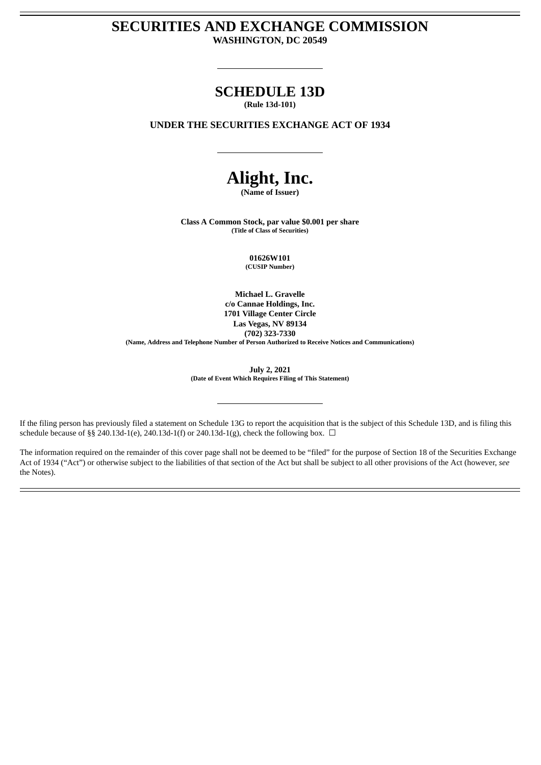# SECURITIES AND EXCHANGE COMMISSION

**WASHINGTON, DC 20549**

---

# SCHEDULE 13D

**(Rule 13d-101)**

**UNDER THE SECURITIES EXCHANGE ACT OF 1934**

---

# Alight, Inc.

**(Name of Issuer)**

**Class A Common Stock, par value $0.001 per share**
**(Title of Class of Securities)**

**01626W101**
**(CUSIP Number)**

**Michael L. Gravelle**
**c/o Cannae Holdings, Inc.**
**1701 Village Center Circle**
**Las Vegas, NV 89134**
**(702) 323-7330**
**(Name, Address and Telephone Number of Person Authorized to Receive Notices and Communications)**

**July 2, 2021**
**(Date of Event Which Requires Filing of This Statement)**

---

If the filing person has previously filed a statement on Schedule 13G to report the acquisition that is the subject of this Schedule 13D, and is filing this schedule because of §§ 240.13d-1(e), 240.13d-1(f) or 240.13d-1(g), check the following box. ☐

The information required on the remainder of this cover page shall not be deemed to be "filed" for the purpose of Section 18 of the Securities Exchange Act of 1934 ("Act") or otherwise subject to the liabilities of that section of the Act but shall be subject to all other provisions of the Act (however, *see* the Notes).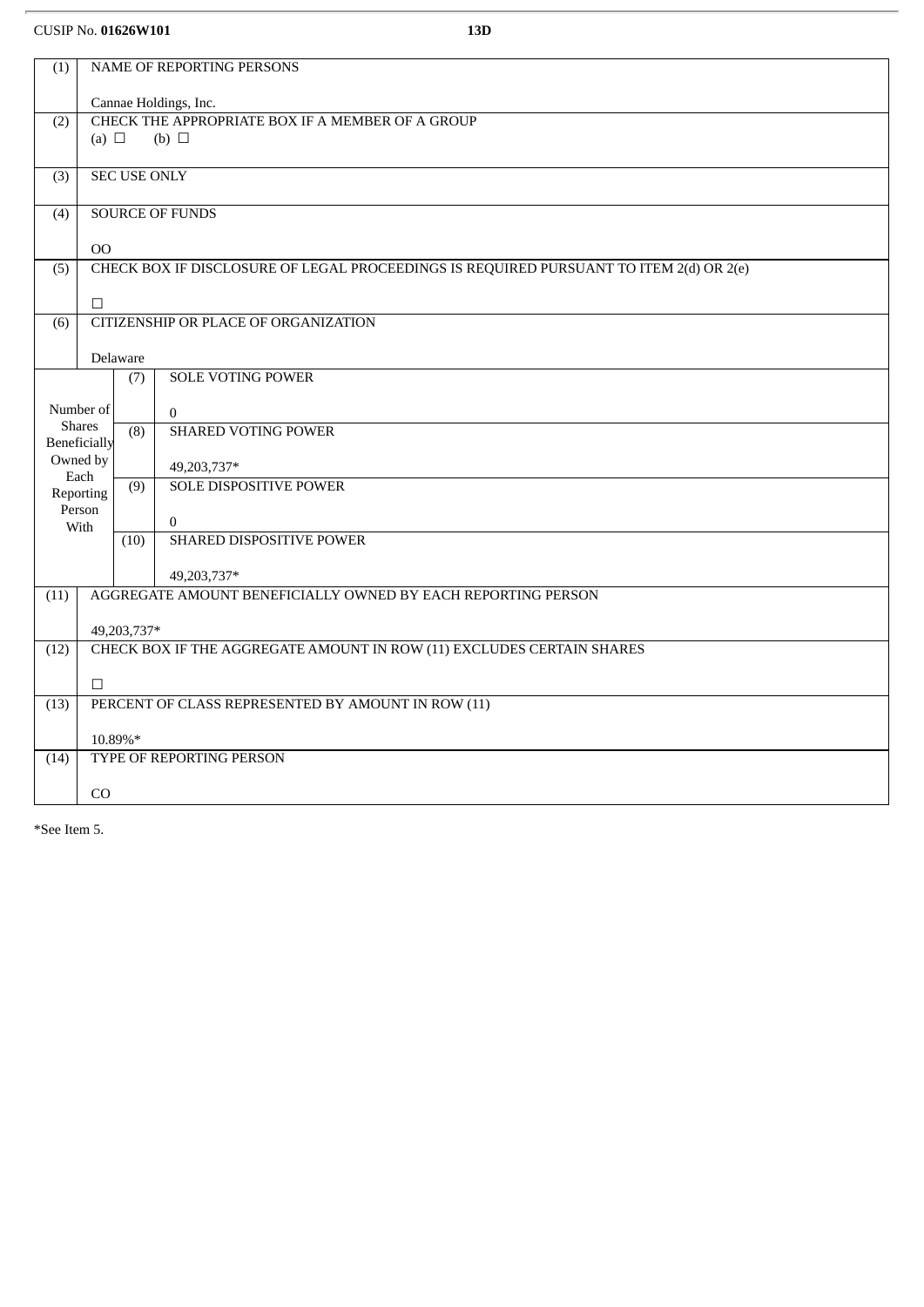CUSIP No. **01626W101** **13D**

| (1) | NAME OF REPORTING PERSONS<br><br>Cannae Holdings, Inc. | |
|---|---|---|
| (2) | CHECK THE APPROPRIATE BOX IF A MEMBER OF A GROUP<br>(a) ☐ (b) ☐ | |
| (3) | SEC USE ONLY | |
| (4) | SOURCE OF FUNDS<br><br>OO | |
| (5) | CHECK BOX IF DISCLOSURE OF LEGAL PROCEEDINGS IS REQUIRED PURSUANT TO ITEM 2(d) OR 2(e)<br><br>☐ | |
| (6) | CITIZENSHIP OR PLACE OF ORGANIZATION<br><br>Delaware | |
| Number of Shares Beneficially Owned by Each Reporting Person With | (7) | SOLE VOTING POWER<br><br>0 |
| | (8) | SHARED VOTING POWER<br><br>49,203,737* |
| | (9) | SOLE DISPOSITIVE POWER<br><br>0 |
| | (10) | SHARED DISPOSITIVE POWER<br><br>49,203,737* |
| (11) | AGGREGATE AMOUNT BENEFICIALLY OWNED BY EACH REPORTING PERSON<br><br>49,203,737* | |
| (12) | CHECK BOX IF THE AGGREGATE AMOUNT IN ROW (11) EXCLUDES CERTAIN SHARES<br><br>☐ | |
| (13) | PERCENT OF CLASS REPRESENTED BY AMOUNT IN ROW (11)<br><br>10.89%* | |
| (14) | TYPE OF REPORTING PERSON<br><br>CO | |

*See Item 5.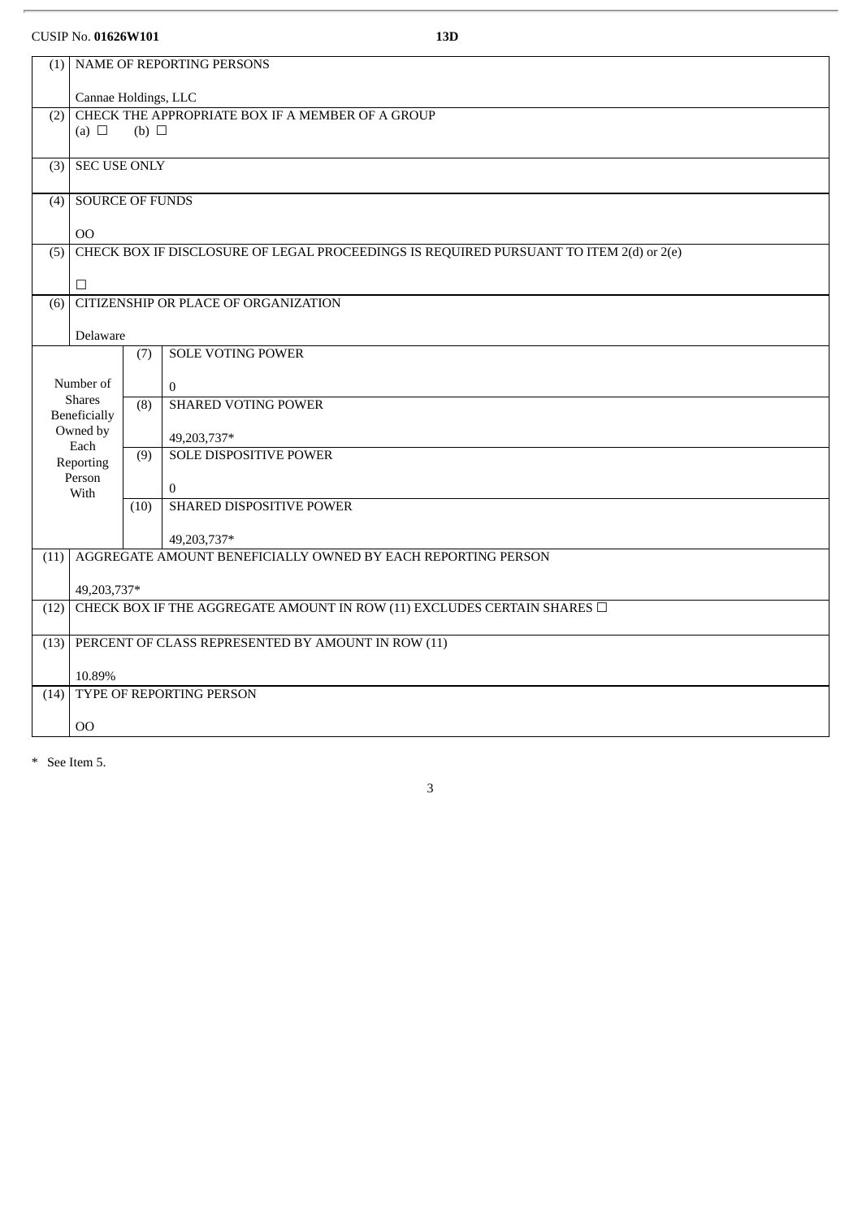CUSIP No. **01626W101** **13D**

| (1) | NAME OF REPORTING PERSONS<br><br>Cannae Holdings, LLC | | |
|---|---|---|---|
| (2) | CHECK THE APPROPRIATE BOX IF A MEMBER OF A GROUP<br>(a) ☐ (b) ☐ | | |
| (3) | SEC USE ONLY | | |
| (4) | SOURCE OF FUNDS<br><br>OO | | |
| (5) | CHECK BOX IF DISCLOSURE OF LEGAL PROCEEDINGS IS REQUIRED PURSUANT TO ITEM 2(d) or 2(e)<br><br>☐ | | |
| (6) | CITIZENSHIP OR PLACE OF ORGANIZATION<br><br>Delaware | | |
| Number of Shares Beneficially Owned by Each Reporting Person With | | (7) | SOLE VOTING POWER<br><br>0 |
| | | (8) | SHARED VOTING POWER<br><br>49,203,737* |
| | | (9) | SOLE DISPOSITIVE POWER<br><br>0 |
| | | (10) | SHARED DISPOSITIVE POWER<br><br>49,203,737* |
| (11) | AGGREGATE AMOUNT BENEFICIALLY OWNED BY EACH REPORTING PERSON<br><br>49,203,737* | | |
| (12) | CHECK BOX IF THE AGGREGATE AMOUNT IN ROW (11) EXCLUDES CERTAIN SHARES ☐ | | |
| (13) | PERCENT OF CLASS REPRESENTED BY AMOUNT IN ROW (11)<br><br>10.89% | | |
| (14) | TYPE OF REPORTING PERSON<br><br>OO | | |

\* See Item 5.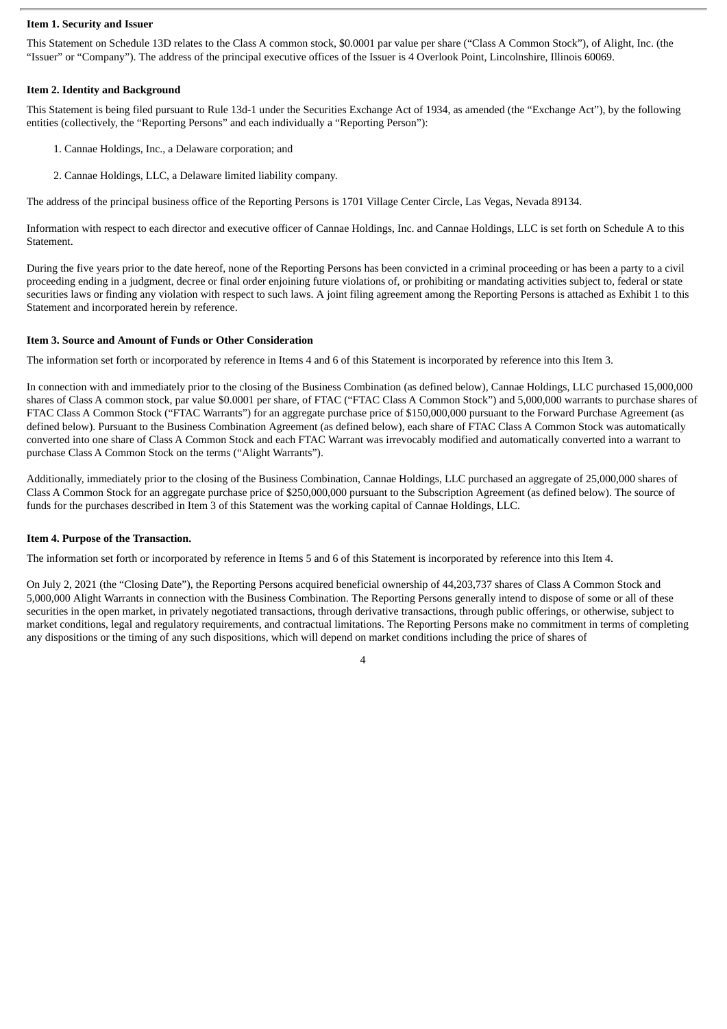**Item 1. Security and Issuer**

This Statement on Schedule 13D relates to the Class A common stock, $0.0001 par value per share ("Class A Common Stock"), of Alight, Inc. (the "Issuer" or "Company"). The address of the principal executive offices of the Issuer is 4 Overlook Point, Lincolnshire, Illinois 60069.

**Item 2. Identity and Background**

This Statement is being filed pursuant to Rule 13d-1 under the Securities Exchange Act of 1934, as amended (the "Exchange Act"), by the following entities (collectively, the "Reporting Persons" and each individually a "Reporting Person"):

1. Cannae Holdings, Inc., a Delaware corporation; and

2. Cannae Holdings, LLC, a Delaware limited liability company.

The address of the principal business office of the Reporting Persons is 1701 Village Center Circle, Las Vegas, Nevada 89134.

Information with respect to each director and executive officer of Cannae Holdings, Inc. and Cannae Holdings, LLC is set forth on Schedule A to this Statement.

During the five years prior to the date hereof, none of the Reporting Persons has been convicted in a criminal proceeding or has been a party to a civil proceeding ending in a judgment, decree or final order enjoining future violations of, or prohibiting or mandating activities subject to, federal or state securities laws or finding any violation with respect to such laws. A joint filing agreement among the Reporting Persons is attached as Exhibit 1 to this Statement and incorporated herein by reference.

**Item 3. Source and Amount of Funds or Other Consideration**

The information set forth or incorporated by reference in Items 4 and 6 of this Statement is incorporated by reference into this Item 3.

In connection with and immediately prior to the closing of the Business Combination (as defined below), Cannae Holdings, LLC purchased 15,000,000 shares of Class A common stock, par value $0.0001 per share, of FTAC ("FTAC Class A Common Stock") and 5,000,000 warrants to purchase shares of FTAC Class A Common Stock ("FTAC Warrants") for an aggregate purchase price of $150,000,000 pursuant to the Forward Purchase Agreement (as defined below). Pursuant to the Business Combination Agreement (as defined below), each share of FTAC Class A Common Stock was automatically converted into one share of Class A Common Stock and each FTAC Warrant was irrevocably modified and automatically converted into a warrant to purchase Class A Common Stock on the terms ("Alight Warrants").

Additionally, immediately prior to the closing of the Business Combination, Cannae Holdings, LLC purchased an aggregate of 25,000,000 shares of Class A Common Stock for an aggregate purchase price of $250,000,000 pursuant to the Subscription Agreement (as defined below). The source of funds for the purchases described in Item 3 of this Statement was the working capital of Cannae Holdings, LLC.

**Item 4. Purpose of the Transaction.**

The information set forth or incorporated by reference in Items 5 and 6 of this Statement is incorporated by reference into this Item 4.

On July 2, 2021 (the "Closing Date"), the Reporting Persons acquired beneficial ownership of 44,203,737 shares of Class A Common Stock and 5,000,000 Alight Warrants in connection with the Business Combination. The Reporting Persons generally intend to dispose of some or all of these securities in the open market, in privately negotiated transactions, through derivative transactions, through public offerings, or otherwise, subject to market conditions, legal and regulatory requirements, and contractual limitations. The Reporting Persons make no commitment in terms of completing any dispositions or the timing of any such dispositions, which will depend on market conditions including the price of shares of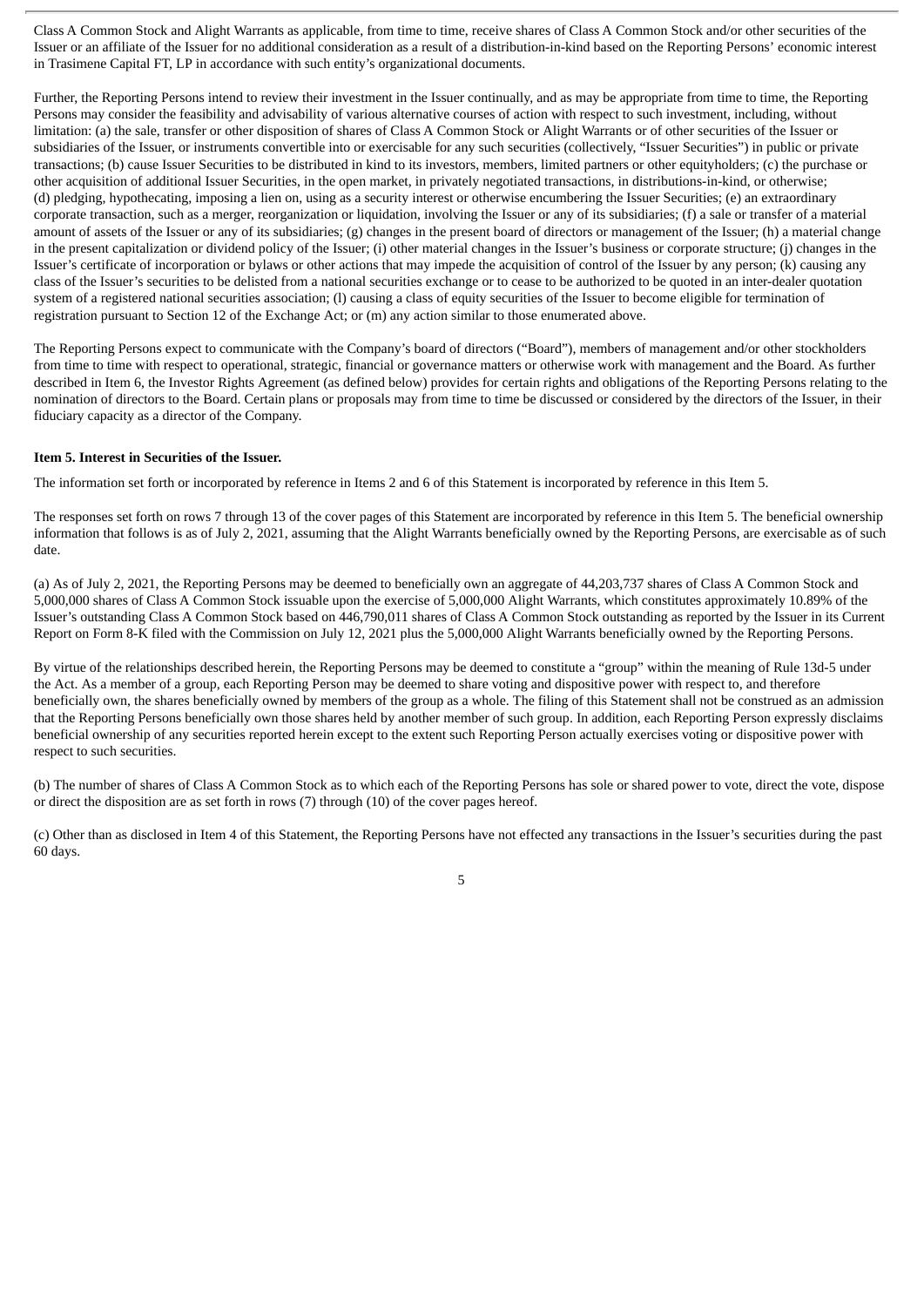Class A Common Stock and Alight Warrants as applicable, from time to time, receive shares of Class A Common Stock and/or other securities of the Issuer or an affiliate of the Issuer for no additional consideration as a result of a distribution-in-kind based on the Reporting Persons' economic interest in Trasimene Capital FT, LP in accordance with such entity's organizational documents.

Further, the Reporting Persons intend to review their investment in the Issuer continually, and as may be appropriate from time to time, the Reporting Persons may consider the feasibility and advisability of various alternative courses of action with respect to such investment, including, without limitation: (a) the sale, transfer or other disposition of shares of Class A Common Stock or Alight Warrants or of other securities of the Issuer or subsidiaries of the Issuer, or instruments convertible into or exercisable for any such securities (collectively, "Issuer Securities") in public or private transactions; (b) cause Issuer Securities to be distributed in kind to its investors, members, limited partners or other equityholders; (c) the purchase or other acquisition of additional Issuer Securities, in the open market, in privately negotiated transactions, in distributions-in-kind, or otherwise; (d) pledging, hypothecating, imposing a lien on, using as a security interest or otherwise encumbering the Issuer Securities; (e) an extraordinary corporate transaction, such as a merger, reorganization or liquidation, involving the Issuer or any of its subsidiaries; (f) a sale or transfer of a material amount of assets of the Issuer or any of its subsidiaries; (g) changes in the present board of directors or management of the Issuer; (h) a material change in the present capitalization or dividend policy of the Issuer; (i) other material changes in the Issuer's business or corporate structure; (j) changes in the Issuer's certificate of incorporation or bylaws or other actions that may impede the acquisition of control of the Issuer by any person; (k) causing any class of the Issuer's securities to be delisted from a national securities exchange or to cease to be authorized to be quoted in an inter-dealer quotation system of a registered national securities association; (l) causing a class of equity securities of the Issuer to become eligible for termination of registration pursuant to Section 12 of the Exchange Act; or (m) any action similar to those enumerated above.

The Reporting Persons expect to communicate with the Company's board of directors ("Board"), members of management and/or other stockholders from time to time with respect to operational, strategic, financial or governance matters or otherwise work with management and the Board. As further described in Item 6, the Investor Rights Agreement (as defined below) provides for certain rights and obligations of the Reporting Persons relating to the nomination of directors to the Board. Certain plans or proposals may from time to time be discussed or considered by the directors of the Issuer, in their fiduciary capacity as a director of the Company.

**Item 5. Interest in Securities of the Issuer.**

The information set forth or incorporated by reference in Items 2 and 6 of this Statement is incorporated by reference in this Item 5.

The responses set forth on rows 7 through 13 of the cover pages of this Statement are incorporated by reference in this Item 5. The beneficial ownership information that follows is as of July 2, 2021, assuming that the Alight Warrants beneficially owned by the Reporting Persons, are exercisable as of such date.

(a) As of July 2, 2021, the Reporting Persons may be deemed to beneficially own an aggregate of 44,203,737 shares of Class A Common Stock and 5,000,000 shares of Class A Common Stock issuable upon the exercise of 5,000,000 Alight Warrants, which constitutes approximately 10.89% of the Issuer's outstanding Class A Common Stock based on 446,790,011 shares of Class A Common Stock outstanding as reported by the Issuer in its Current Report on Form 8-K filed with the Commission on July 12, 2021 plus the 5,000,000 Alight Warrants beneficially owned by the Reporting Persons.

By virtue of the relationships described herein, the Reporting Persons may be deemed to constitute a "group" within the meaning of Rule 13d-5 under the Act. As a member of a group, each Reporting Person may be deemed to share voting and dispositive power with respect to, and therefore beneficially own, the shares beneficially owned by members of the group as a whole. The filing of this Statement shall not be construed as an admission that the Reporting Persons beneficially own those shares held by another member of such group. In addition, each Reporting Person expressly disclaims beneficial ownership of any securities reported herein except to the extent such Reporting Person actually exercises voting or dispositive power with respect to such securities.

(b) The number of shares of Class A Common Stock as to which each of the Reporting Persons has sole or shared power to vote, direct the vote, dispose or direct the disposition are as set forth in rows (7) through (10) of the cover pages hereof.

(c) Other than as disclosed in Item 4 of this Statement, the Reporting Persons have not effected any transactions in the Issuer's securities during the past 60 days.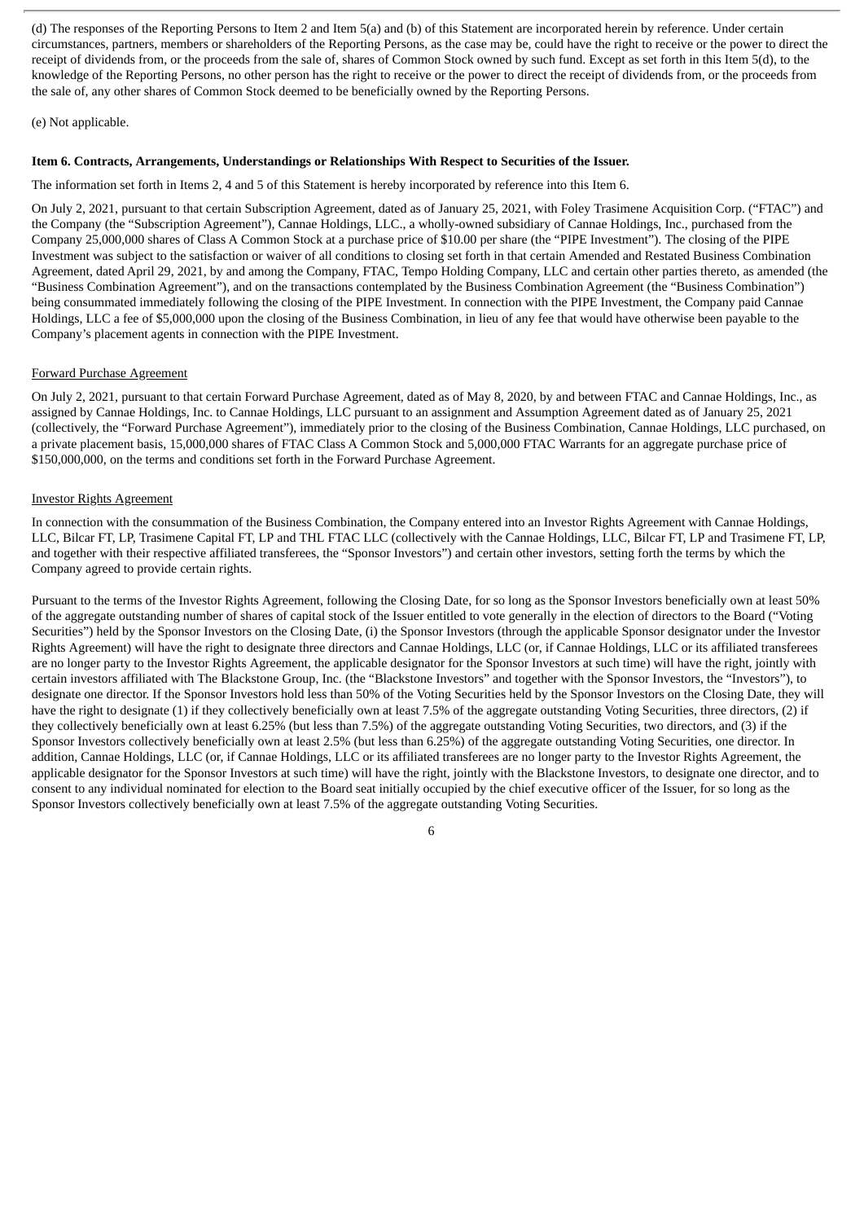(d) The responses of the Reporting Persons to Item 2 and Item 5(a) and (b) of this Statement are incorporated herein by reference. Under certain circumstances, partners, members or shareholders of the Reporting Persons, as the case may be, could have the right to receive or the power to direct the receipt of dividends from, or the proceeds from the sale of, shares of Common Stock owned by such fund. Except as set forth in this Item 5(d), to the knowledge of the Reporting Persons, no other person has the right to receive or the power to direct the receipt of dividends from, or the proceeds from the sale of, any other shares of Common Stock deemed to be beneficially owned by the Reporting Persons.

(e) Not applicable.

**Item 6. Contracts, Arrangements, Understandings or Relationships With Respect to Securities of the Issuer.**

The information set forth in Items 2, 4 and 5 of this Statement is hereby incorporated by reference into this Item 6.

On July 2, 2021, pursuant to that certain Subscription Agreement, dated as of January 25, 2021, with Foley Trasimene Acquisition Corp. ("FTAC") and the Company (the "Subscription Agreement"), Cannae Holdings, LLC., a wholly-owned subsidiary of Cannae Holdings, Inc., purchased from the Company 25,000,000 shares of Class A Common Stock at a purchase price of $10.00 per share (the "PIPE Investment"). The closing of the PIPE Investment was subject to the satisfaction or waiver of all conditions to closing set forth in that certain Amended and Restated Business Combination Agreement, dated April 29, 2021, by and among the Company, FTAC, Tempo Holding Company, LLC and certain other parties thereto, as amended (the "Business Combination Agreement"), and on the transactions contemplated by the Business Combination Agreement (the "Business Combination") being consummated immediately following the closing of the PIPE Investment. In connection with the PIPE Investment, the Company paid Cannae Holdings, LLC a fee of $5,000,000 upon the closing of the Business Combination, in lieu of any fee that would have otherwise been payable to the Company's placement agents in connection with the PIPE Investment.

Forward Purchase Agreement

On July 2, 2021, pursuant to that certain Forward Purchase Agreement, dated as of May 8, 2020, by and between FTAC and Cannae Holdings, Inc., as assigned by Cannae Holdings, Inc. to Cannae Holdings, LLC pursuant to an assignment and Assumption Agreement dated as of January 25, 2021 (collectively, the "Forward Purchase Agreement"), immediately prior to the closing of the Business Combination, Cannae Holdings, LLC purchased, on a private placement basis, 15,000,000 shares of FTAC Class A Common Stock and 5,000,000 FTAC Warrants for an aggregate purchase price of $150,000,000, on the terms and conditions set forth in the Forward Purchase Agreement.

Investor Rights Agreement

In connection with the consummation of the Business Combination, the Company entered into an Investor Rights Agreement with Cannae Holdings, LLC, Bilcar FT, LP, Trasimene Capital FT, LP and THL FTAC LLC (collectively with the Cannae Holdings, LLC, Bilcar FT, LP and Trasimene FT, LP, and together with their respective affiliated transferees, the "Sponsor Investors") and certain other investors, setting forth the terms by which the Company agreed to provide certain rights.

Pursuant to the terms of the Investor Rights Agreement, following the Closing Date, for so long as the Sponsor Investors beneficially own at least 50% of the aggregate outstanding number of shares of capital stock of the Issuer entitled to vote generally in the election of directors to the Board ("Voting Securities") held by the Sponsor Investors on the Closing Date, (i) the Sponsor Investors (through the applicable Sponsor designator under the Investor Rights Agreement) will have the right to designate three directors and Cannae Holdings, LLC (or, if Cannae Holdings, LLC or its affiliated transferees are no longer party to the Investor Rights Agreement, the applicable designator for the Sponsor Investors at such time) will have the right, jointly with certain investors affiliated with The Blackstone Group, Inc. (the "Blackstone Investors" and together with the Sponsor Investors, the "Investors"), to designate one director. If the Sponsor Investors hold less than 50% of the Voting Securities held by the Sponsor Investors on the Closing Date, they will have the right to designate (1) if they collectively beneficially own at least 7.5% of the aggregate outstanding Voting Securities, three directors, (2) if they collectively beneficially own at least 6.25% (but less than 7.5%) of the aggregate outstanding Voting Securities, two directors, and (3) if the Sponsor Investors collectively beneficially own at least 2.5% (but less than 6.25%) of the aggregate outstanding Voting Securities, one director. In addition, Cannae Holdings, LLC (or, if Cannae Holdings, LLC or its affiliated transferees are no longer party to the Investor Rights Agreement, the applicable designator for the Sponsor Investors at such time) will have the right, jointly with the Blackstone Investors, to designate one director, and to consent to any individual nominated for election to the Board seat initially occupied by the chief executive officer of the Issuer, for so long as the Sponsor Investors collectively beneficially own at least 7.5% of the aggregate outstanding Voting Securities.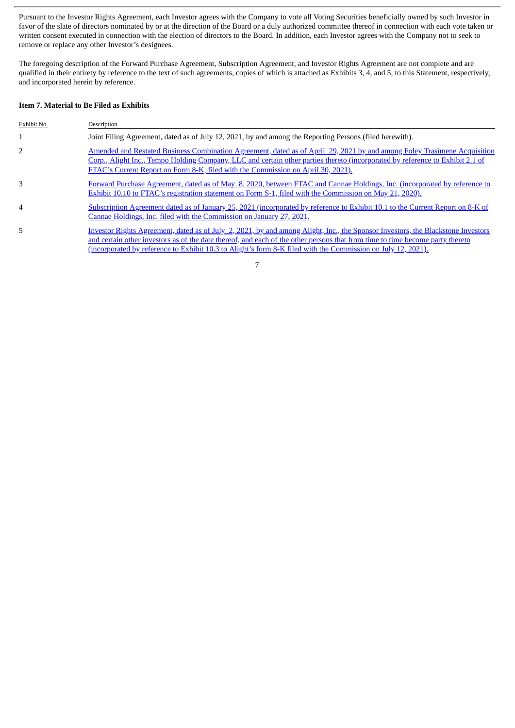Pursuant to the Investor Rights Agreement, each Investor agrees with the Company to vote all Voting Securities beneficially owned by such Investor in favor of the slate of directors nominated by or at the direction of the Board or a duly authorized committee thereof in connection with each vote taken or written consent executed in connection with the election of directors to the Board. In addition, each Investor agrees with the Company not to seek to remove or replace any other Investor's designees.

The foregoing description of the Forward Purchase Agreement, Subscription Agreement, and Investor Rights Agreement are not complete and are qualified in their entirety by reference to the text of such agreements, copies of which is attached as Exhibits 3, 4, and 5, to this Statement, respectively, and incorporated herein by reference.

**Item 7. Material to Be Filed as Exhibits**

| Exhibit No. | Description |
|---|---|
| 1 | Joint Filing Agreement, dated as of July 12, 2021, by and among the Reporting Persons (filed herewith). |
| 2 | Amended and Restated Business Combination Agreement, dated as of April 29, 2021 by and among Foley Trasimene Acquisition Corp., Alight Inc., Tempo Holding Company, LLC and certain other parties thereto (incorporated by reference to Exhibit 2.1 of FTAC's Current Report on Form 8-K, filed with the Commission on April 30, 2021). |
| 3 | Forward Purchase Agreement, dated as of May 8, 2020, between FTAC and Cannae Holdings, Inc. (incorporated by reference to Exhibit 10.10 to FTAC's registration statement on Form S-1, filed with the Commission on May 21, 2020). |
| 4 | Subscription Agreement dated as of January 25, 2021 (incorporated by reference to Exhibit 10.1 to the Current Report on 8-K of Cannae Holdings, Inc. filed with the Commission on January 27, 2021. |
| 5 | Investor Rights Agreement, dated as of July 2, 2021, by and among Alight, Inc., the Sponsor Investors, the Blackstone Investors and certain other investors as of the date thereof, and each of the other persons that from time to time become party thereto (incorporated by reference to Exhibit 10.3 to Alight's form 8-K filed with the Commission on July 12, 2021). |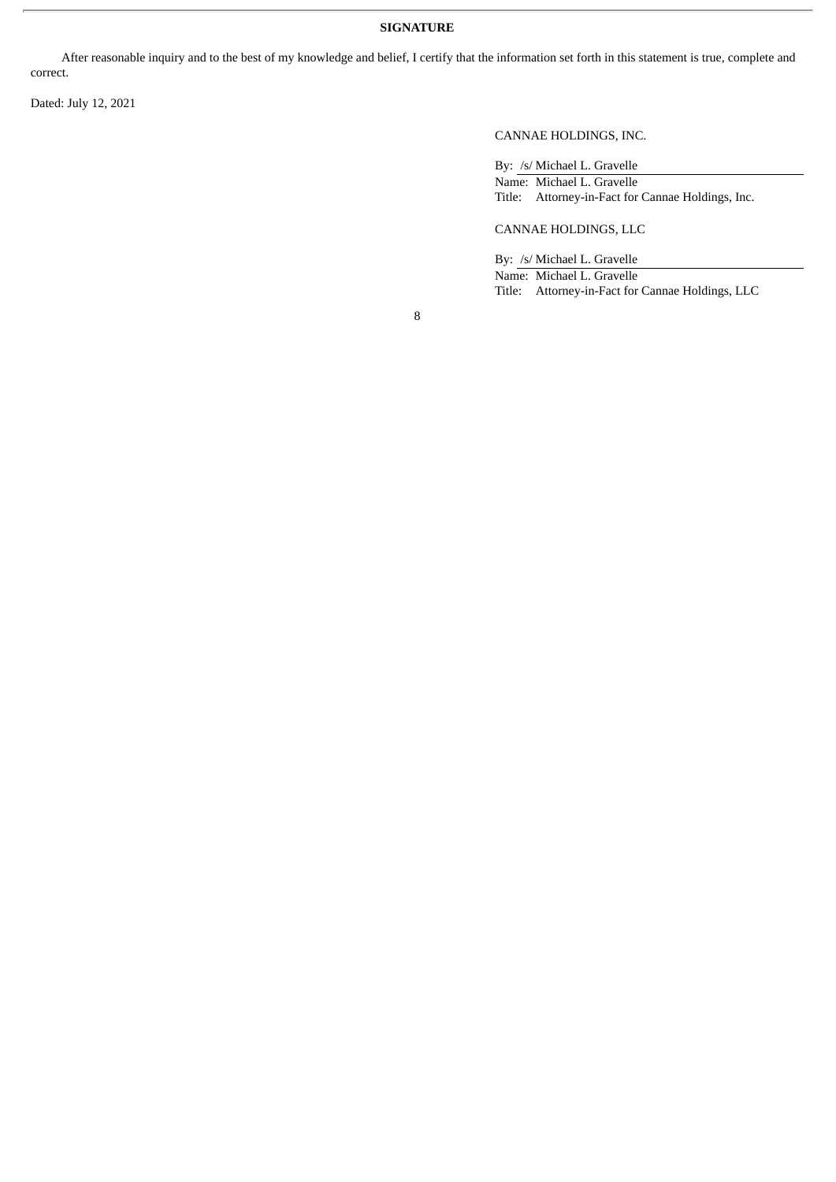**SIGNATURE**

After reasonable inquiry and to the best of my knowledge and belief, I certify that the information set forth in this statement is true, complete and correct.

Dated: July 12, 2021

CANNAE HOLDINGS, INC.

By: /s/ Michael L. Gravelle
Name: Michael L. Gravelle
Title: Attorney-in-Fact for Cannae Holdings, Inc.

CANNAE HOLDINGS, LLC

By: /s/ Michael L. Gravelle
Name: Michael L. Gravelle
Title: Attorney-in-Fact for Cannae Holdings, LLC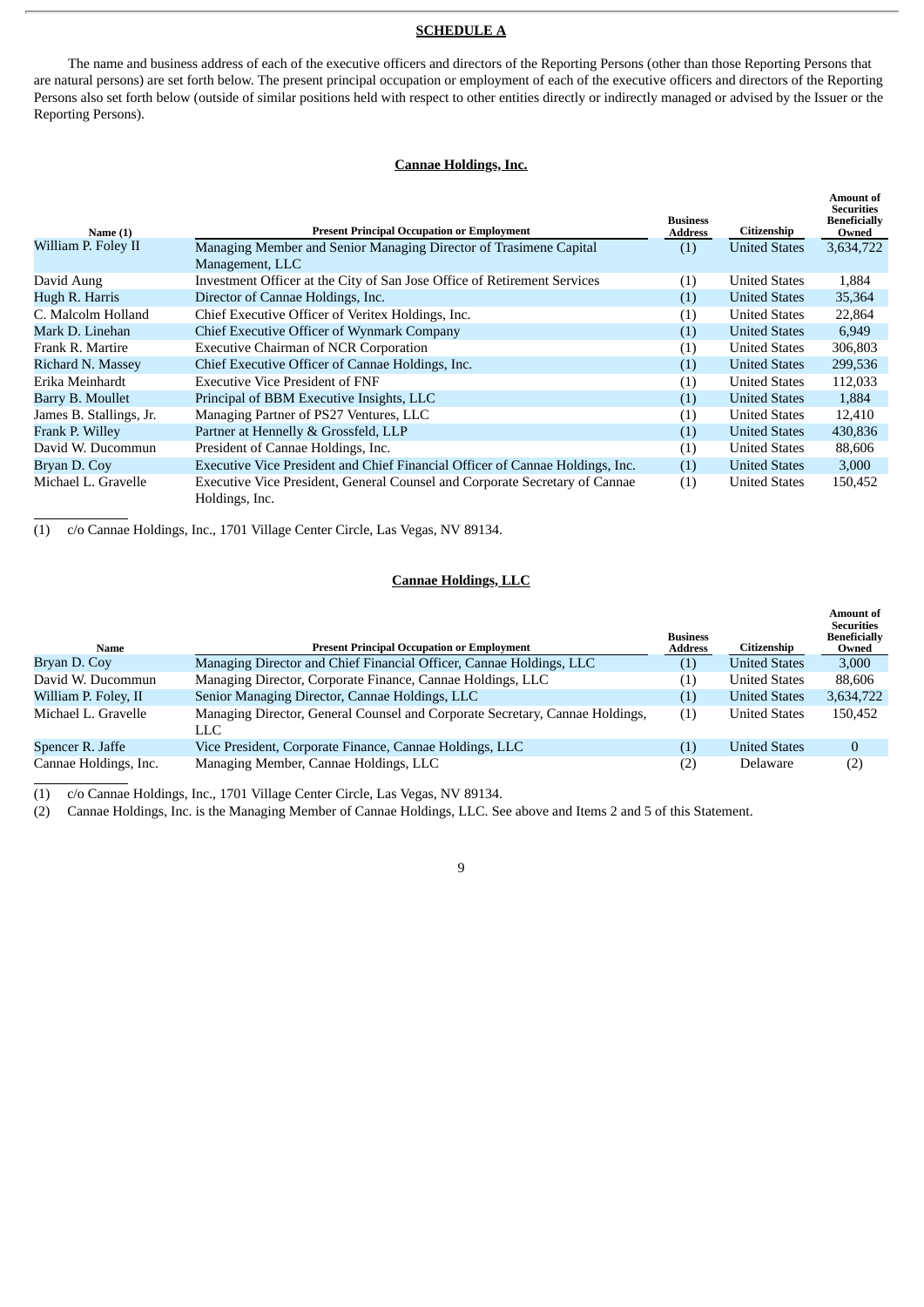**SCHEDULE A**

The name and business address of each of the executive officers and directors of the Reporting Persons (other than those Reporting Persons that are natural persons) are set forth below. The present principal occupation or employment of each of the executive officers and directors of the Reporting Persons also set forth below (outside of similar positions held with respect to other entities directly or indirectly managed or advised by the Issuer or the Reporting Persons).

**Cannae Holdings, Inc.**

| Name (1) | Present Principal Occupation or Employment | Business Address | Citizenship | Amount of Securities Beneficially Owned |
|---|---|---|---|---|
| William P. Foley II | Managing Member and Senior Managing Director of Trasimene Capital Management, LLC | (1) | United States | 3,634,722 |
| David Aung | Investment Officer at the City of San Jose Office of Retirement Services | (1) | United States | 1,884 |
| Hugh R. Harris | Director of Cannae Holdings, Inc. | (1) | United States | 35,364 |
| C. Malcolm Holland | Chief Executive Officer of Veritex Holdings, Inc. | (1) | United States | 22,864 |
| Mark D. Linehan | Chief Executive Officer of Wynmark Company | (1) | United States | 6,949 |
| Frank R. Martire | Executive Chairman of NCR Corporation | (1) | United States | 306,803 |
| Richard N. Massey | Chief Executive Officer of Cannae Holdings, Inc. | (1) | United States | 299,536 |
| Erika Meinhardt | Executive Vice President of FNF | (1) | United States | 112,033 |
| Barry B. Moullet | Principal of BBM Executive Insights, LLC | (1) | United States | 1,884 |
| James B. Stallings, Jr. | Managing Partner of PS27 Ventures, LLC | (1) | United States | 12,410 |
| Frank P. Willey | Partner at Hennelly & Grossfeld, LLP | (1) | United States | 430,836 |
| David W. Ducommun | President of Cannae Holdings, Inc. | (1) | United States | 88,606 |
| Bryan D. Coy | Executive Vice President and Chief Financial Officer of Cannae Holdings, Inc. | (1) | United States | 3,000 |
| Michael L. Gravelle | Executive Vice President, General Counsel and Corporate Secretary of Cannae Holdings, Inc. | (1) | United States | 150,452 |

(1) c/o Cannae Holdings, Inc., 1701 Village Center Circle, Las Vegas, NV 89134.

**Cannae Holdings, LLC**

| Name | Present Principal Occupation or Employment | Business Address | Citizenship | Amount of Securities Beneficially Owned |
|---|---|---|---|---|
| Bryan D. Coy | Managing Director and Chief Financial Officer, Cannae Holdings, LLC | (1) | United States | 3,000 |
| David W. Ducommun | Managing Director, Corporate Finance, Cannae Holdings, LLC | (1) | United States | 88,606 |
| William P. Foley, II | Senior Managing Director, Cannae Holdings, LLC | (1) | United States | 3,634,722 |
| Michael L. Gravelle | Managing Director, General Counsel and Corporate Secretary, Cannae Holdings, LLC | (1) | United States | 150,452 |
| Spencer R. Jaffe | Vice President, Corporate Finance, Cannae Holdings, LLC | (1) | United States | 0 |
| Cannae Holdings, Inc. | Managing Member, Cannae Holdings, LLC | (2) | Delaware | (2) |

(1) c/o Cannae Holdings, Inc., 1701 Village Center Circle, Las Vegas, NV 89134.

(2) Cannae Holdings, Inc. is the Managing Member of Cannae Holdings, LLC. See above and Items 2 and 5 of this Statement.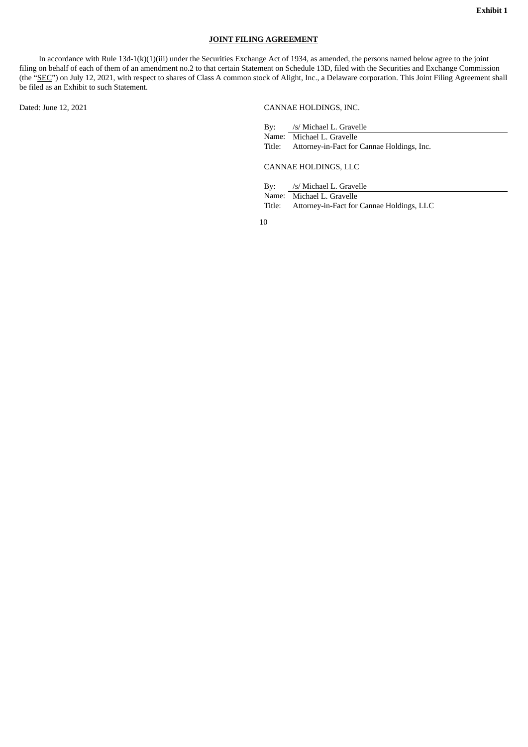**Exhibit 1**

**JOINT FILING AGREEMENT**

In accordance with Rule 13d-1(k)(1)(iii) under the Securities Exchange Act of 1934, as amended, the persons named below agree to the joint filing on behalf of each of them of an amendment no.2 to that certain Statement on Schedule 13D, filed with the Securities and Exchange Commission (the "SEC") on July 12, 2021, with respect to shares of Class A common stock of Alight, Inc., a Delaware corporation. This Joint Filing Agreement shall be filed as an Exhibit to such Statement.

Dated: June 12, 2021

CANNAE HOLDINGS, INC.

By: /s/ Michael L. Gravelle
Name: Michael L. Gravelle
Title: Attorney-in-Fact for Cannae Holdings, Inc.

CANNAE HOLDINGS, LLC

By: /s/ Michael L. Gravelle
Name: Michael L. Gravelle
Title: Attorney-in-Fact for Cannae Holdings, LLC